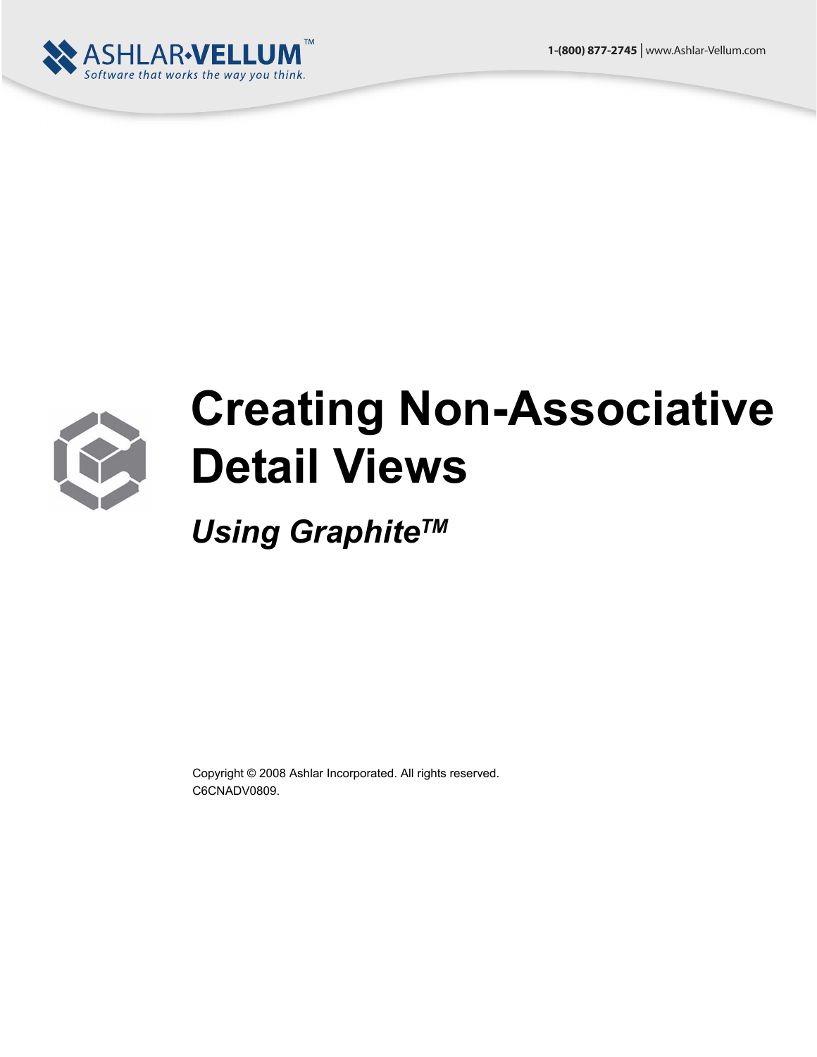ASHLAR·VELLUM™
*Software that works the way you think.*

1-(800) 877-2745 | www.Ashlar-Vellum.com

# Creating Non-Associative Detail Views

## *Using Graphite™*

Copyright © 2008 Ashlar Incorporated. All rights reserved.
C6CNADV0809.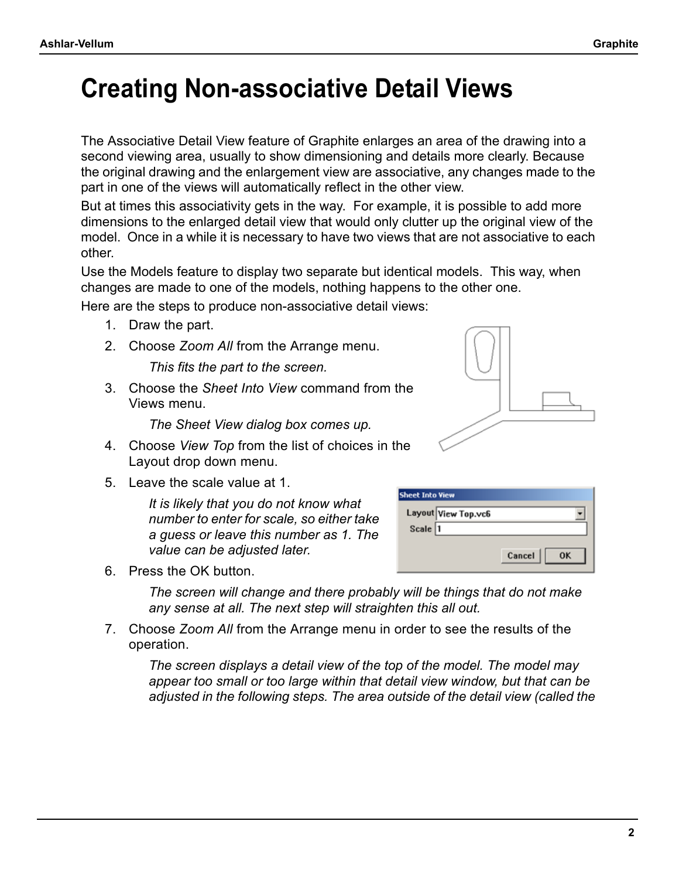# Creating Non-associative Detail Views

The Associative Detail View feature of Graphite enlarges an area of the drawing into a second viewing area, usually to show dimensioning and details more clearly. Because the original drawing and the enlargement view are associative, any changes made to the part in one of the views will automatically reflect in the other view.

But at times this associativity gets in the way. For example, it is possible to add more dimensions to the enlarged detail view that would only clutter up the original view of the model. Once in a while it is necessary to have two views that are not associative to each other.

Use the Models feature to display two separate but identical models. This way, when changes are made to one of the models, nothing happens to the other one.

Here are the steps to produce non-associative detail views:

1. Draw the part.
2. Choose *Zoom All* from the Arrange menu.

   *This fits the part to the screen.*

3. Choose the *Sheet Into View* command from the Views menu.

   *The Sheet View dialog box comes up.*

4. Choose *View Top* from the list of choices in the Layout drop down menu.
5. Leave the scale value at 1.

   *It is likely that you do not know what number to enter for scale, so either take a guess or leave this number as 1. The value can be adjusted later.*

6. Press the OK button.

   *The screen will change and there probably will be things that do not make any sense at all. The next step will straighten this all out.*

7. Choose *Zoom All* from the Arrange menu in order to see the results of the operation.

   *The screen displays a detail view of the top of the model. The model may appear too small or too large within that detail view window, but that can be adjusted in the following steps. The area outside of the detail view (called the*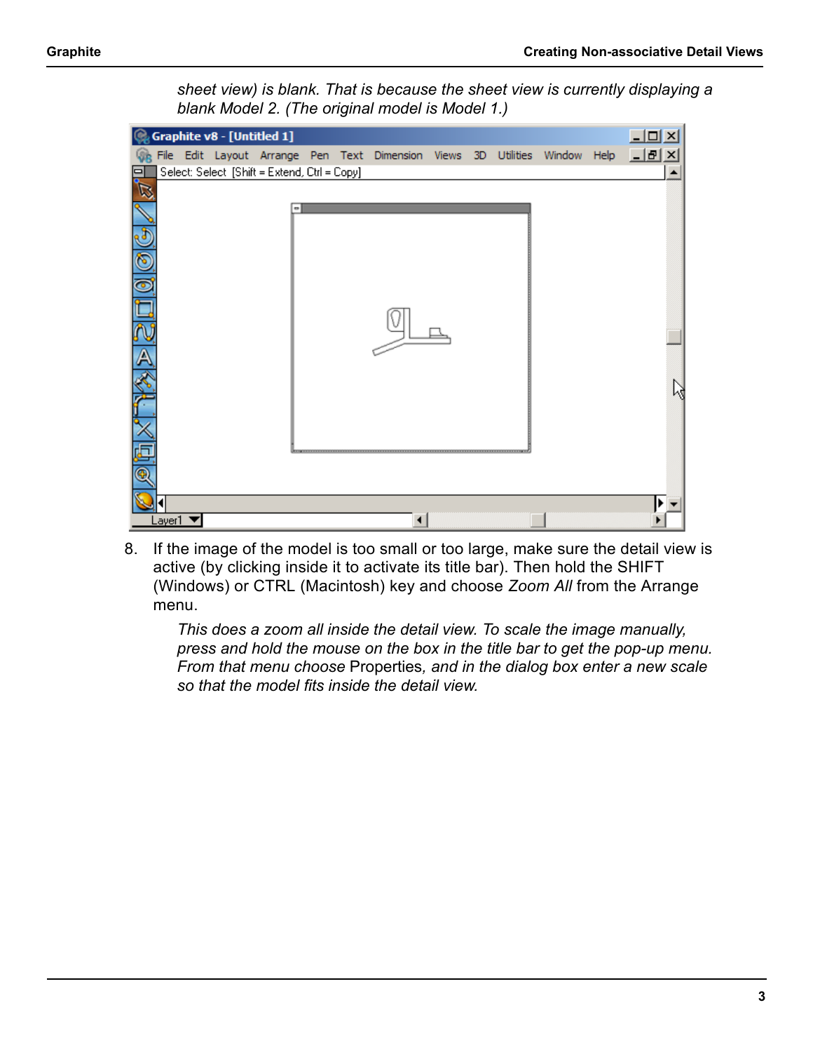*sheet view) is blank. That is because the sheet view is currently displaying a blank Model 2. (The original model is Model 1.)*

8. If the image of the model is too small or too large, make sure the detail view is active (by clicking inside it to activate its title bar). Then hold the SHIFT (Windows) or CTRL (Macintosh) key and choose *Zoom All* from the Arrange menu.

   *This does a zoom all inside the detail view. To scale the image manually, press and hold the mouse on the box in the title bar to get the pop-up menu. From that menu choose* Properties*, and in the dialog box enter a new scale so that the model fits inside the detail view.*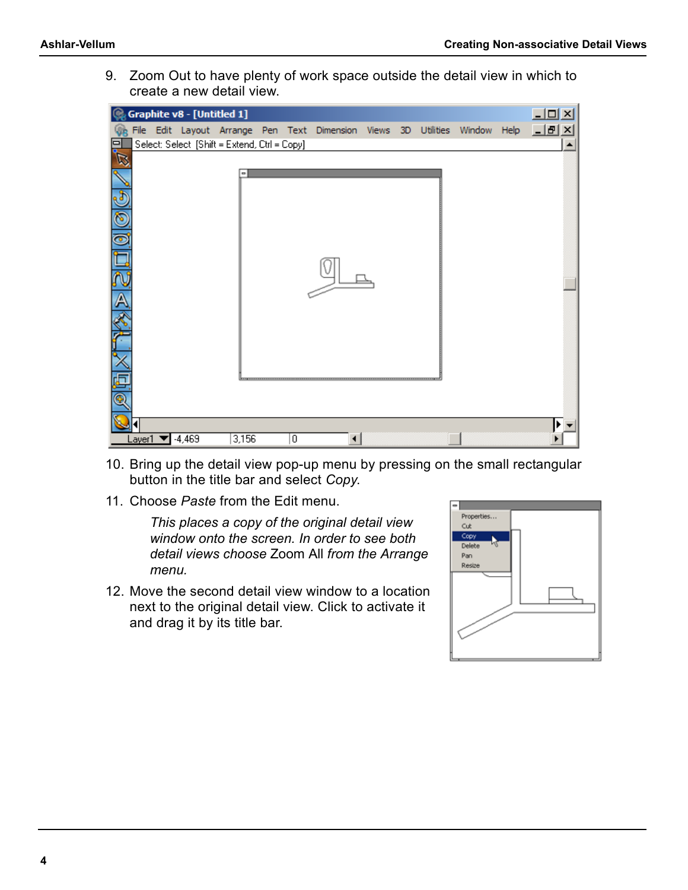9. Zoom Out to have plenty of work space outside the detail view in which to create a new detail view.

10. Bring up the detail view pop-up menu by pressing on the small rectangular button in the title bar and select *Copy*.

11. Choose *Paste* from the Edit menu.

    *This places a copy of the original detail view window onto the screen. In order to see both detail views choose* Zoom All *from the Arrange menu.*

12. Move the second detail view window to a location next to the original detail view. Click to activate it and drag it by its title bar.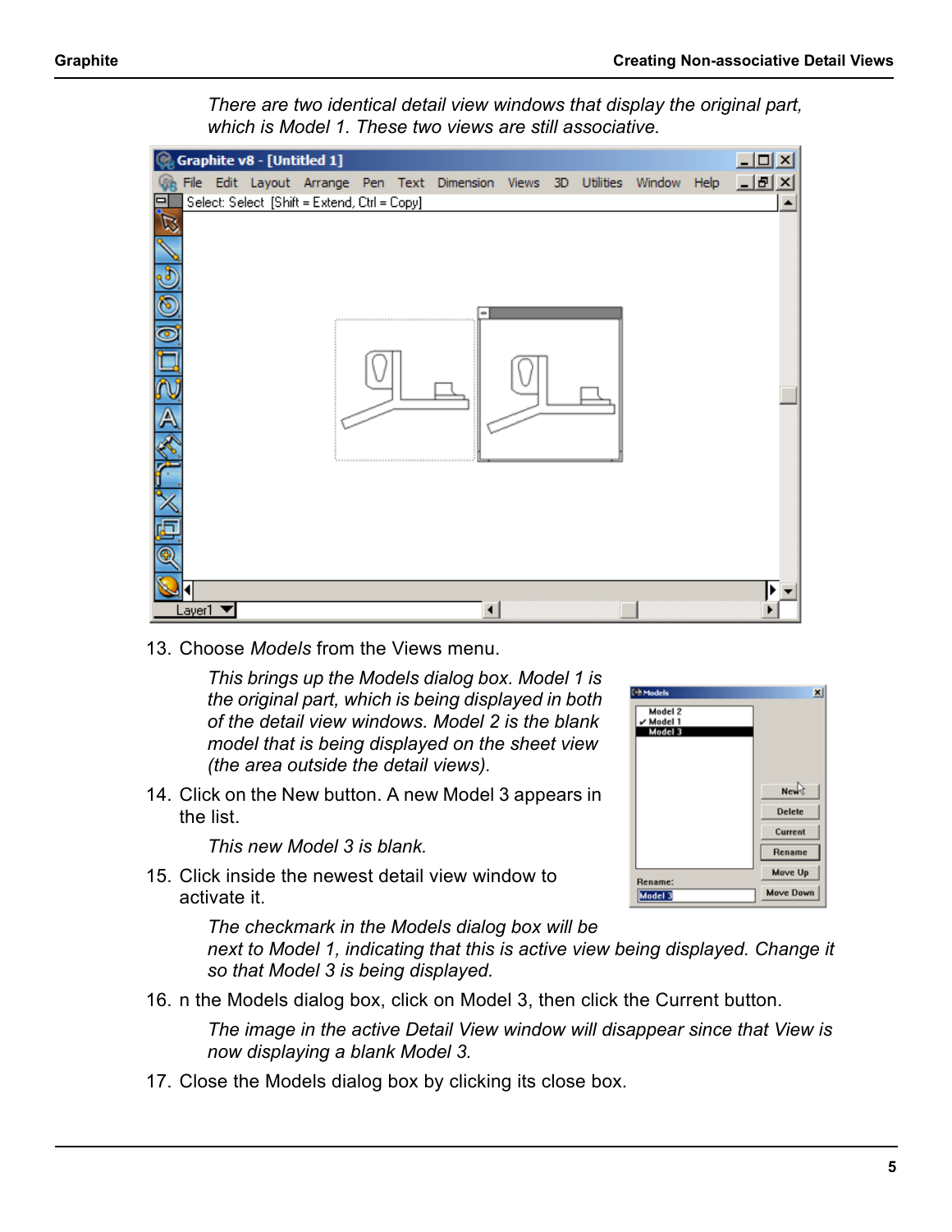*There are two identical detail view windows that display the original part, which is Model 1. These two views are still associative.*

13. Choose *Models* from the Views menu.

    *This brings up the Models dialog box. Model 1 is the original part, which is being displayed in both of the detail view windows. Model 2 is the blank model that is being displayed on the sheet view (the area outside the detail views).*

14. Click on the New button. A new Model 3 appears in the list.

    *This new Model 3 is blank.*

15. Click inside the newest detail view window to activate it.

    *The checkmark in the Models dialog box will be next to Model 1, indicating that this is active view being displayed. Change it so that Model 3 is being displayed.*

16. n the Models dialog box, click on Model 3, then click the Current button.

    *The image in the active Detail View window will disappear since that View is now displaying a blank Model 3.*

17. Close the Models dialog box by clicking its close box.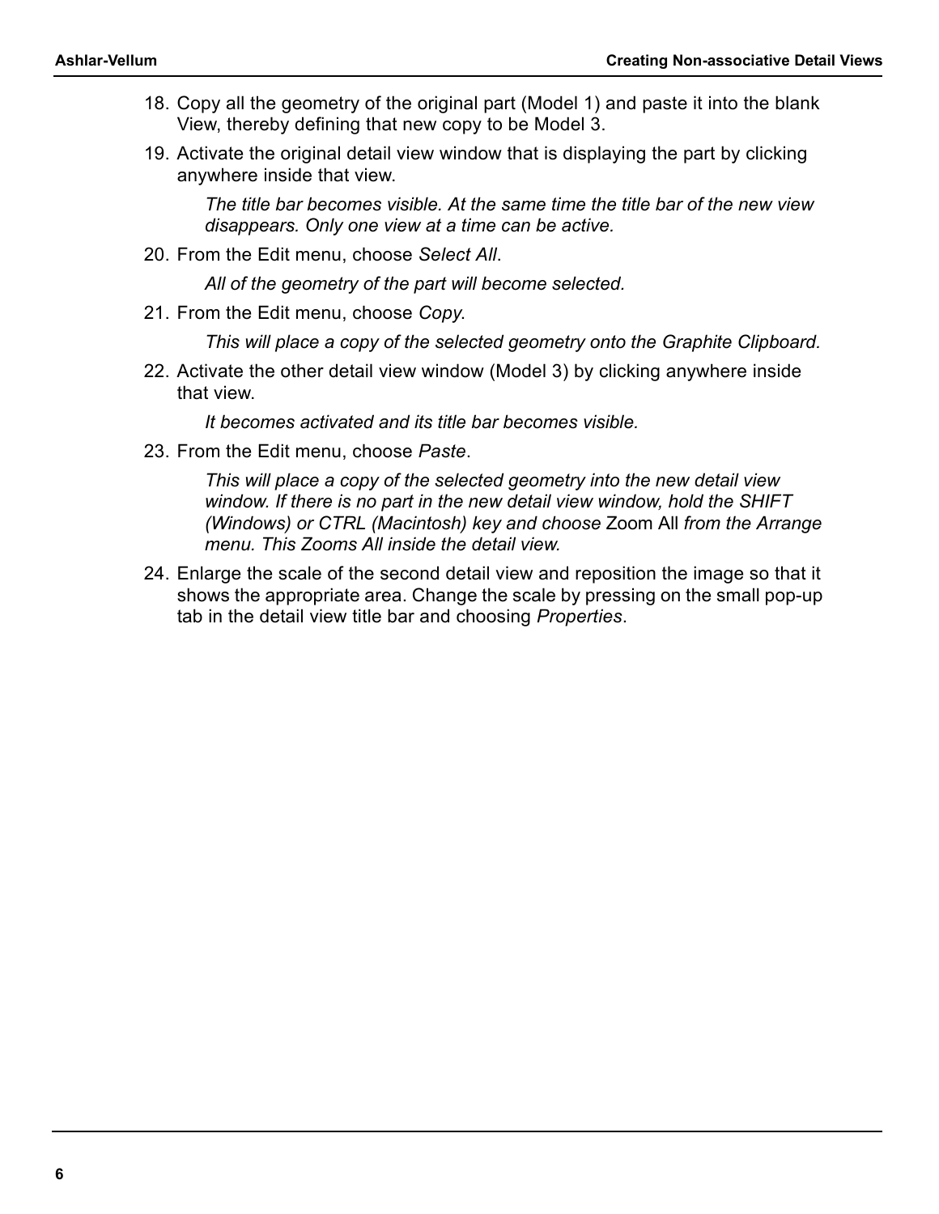18. Copy all the geometry of the original part (Model 1) and paste it into the blank View, thereby defining that new copy to be Model 3.

19. Activate the original detail view window that is displaying the part by clicking anywhere inside that view.

    *The title bar becomes visible. At the same time the title bar of the new view disappears. Only one view at a time can be active.*

20. From the Edit menu, choose *Select All*.

    *All of the geometry of the part will become selected.*

21. From the Edit menu, choose *Copy*.

    *This will place a copy of the selected geometry onto the Graphite Clipboard.*

22. Activate the other detail view window (Model 3) by clicking anywhere inside that view.

    *It becomes activated and its title bar becomes visible.*

23. From the Edit menu, choose *Paste*.

    *This will place a copy of the selected geometry into the new detail view window. If there is no part in the new detail view window, hold the SHIFT (Windows) or CTRL (Macintosh) key and choose* Zoom All *from the Arrange menu. This Zooms All inside the detail view.*

24. Enlarge the scale of the second detail view and reposition the image so that it shows the appropriate area. Change the scale by pressing on the small pop-up tab in the detail view title bar and choosing *Properties*.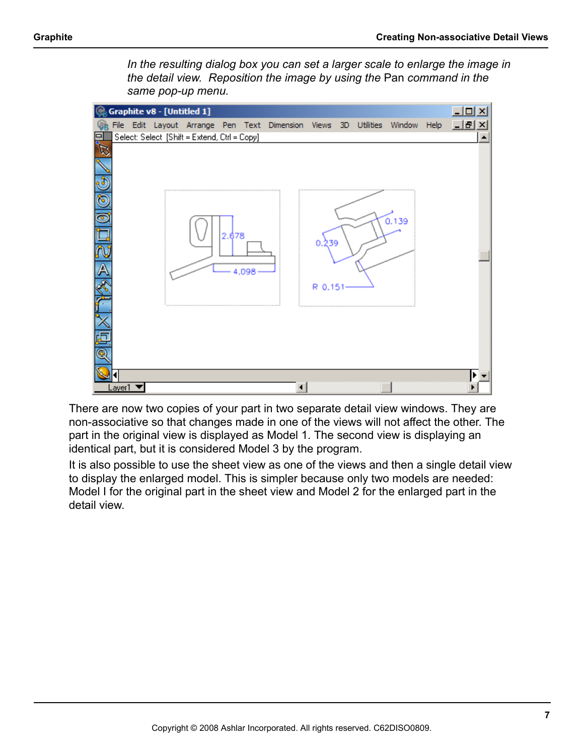*In the resulting dialog box you can set a larger scale to enlarge the image in the detail view. Reposition the image by using the* Pan *command in the same pop-up menu.*

There are now two copies of your part in two separate detail view windows. They are non-associative so that changes made in one of the views will not affect the other. The part in the original view is displayed as Model 1. The second view is displaying an identical part, but it is considered Model 3 by the program.

It is also possible to use the sheet view as one of the views and then a single detail view to display the enlarged model. This is simpler because only two models are needed: Model I for the original part in the sheet view and Model 2 for the enlarged part in the detail view.